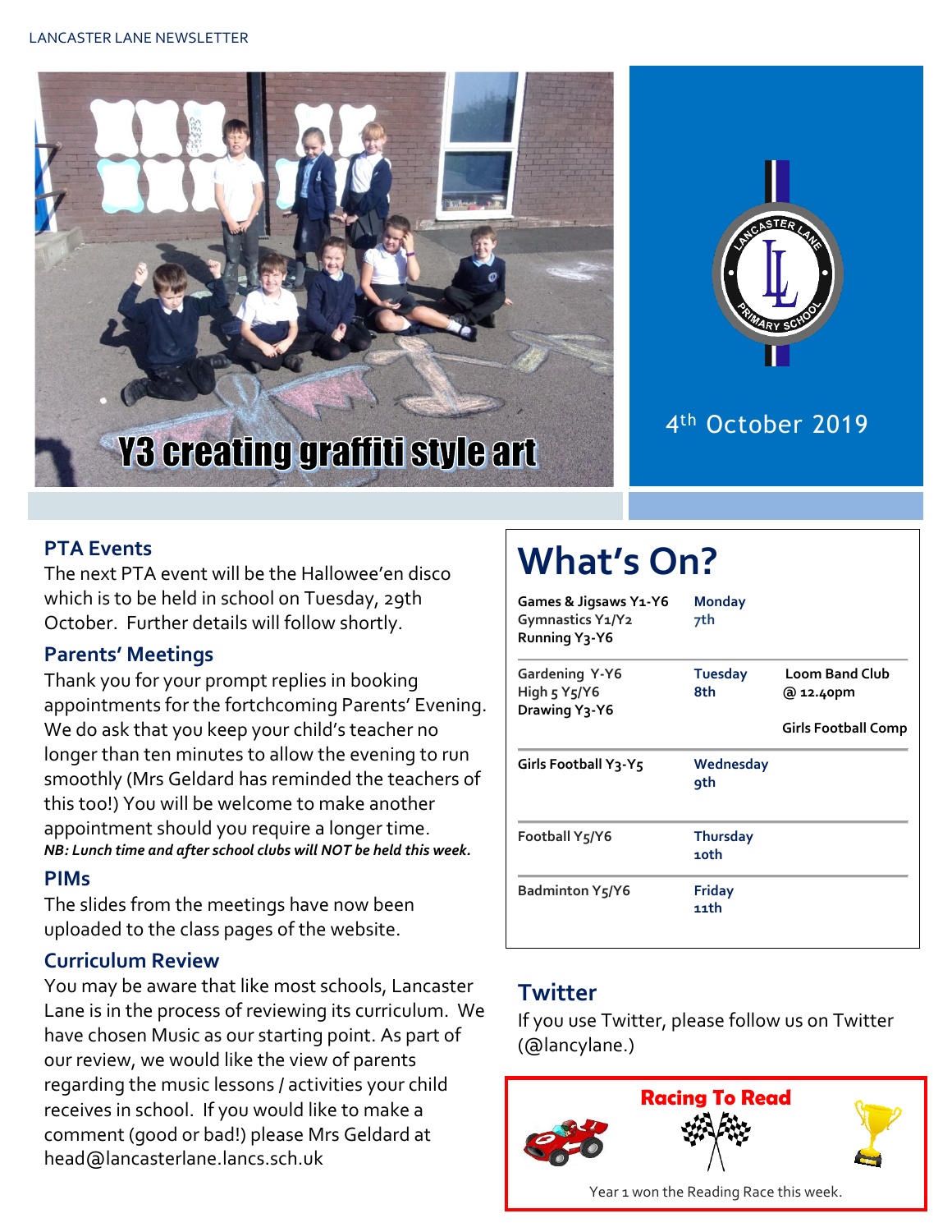LANCASTER LANE NEWSLETTER

Y3 creating graffiti style art

4th October 2019

## PTA Events

The next PTA event will be the Hallowee'en disco which is to be held in school on Tuesday, 29th October. Further details will follow shortly.

## Parents' Meetings

Thank you for your prompt replies in booking appointments for the fortchcoming Parents' Evening. We do ask that you keep your child's teacher no longer than ten minutes to allow the evening to run smoothly (Mrs Geldard has reminded the teachers of this too!) You will be welcome to make another appointment should you require a longer time.

***NB: Lunch time and after school clubs will NOT be held this week.***

## PIMs

The slides from the meetings have now been uploaded to the class pages of the website.

## Curriculum Review

You may be aware that like most schools, Lancaster Lane is in the process of reviewing its curriculum. We have chosen Music as our starting point. As part of our review, we would like the view of parents regarding the music lessons / activities your child receives in school. If you would like to make a comment (good or bad!) please Mrs Geldard at head@lancasterlane.lancs.sch.uk

# What's On?

| | | |
|---|---|---|
| Games & Jigsaws Y1-Y6<br>Gymnastics Y1/Y2<br>Running Y3-Y6 | Monday 7th | |
| Gardening Y-Y6<br>High 5 Y5/Y6<br>Drawing Y3-Y6 | Tuesday 8th | Loom Band Club @ 12.40pm<br><br>Girls Football Comp |
| Girls Football Y3-Y5 | Wednesday 9th | |
| Football Y5/Y6 | Thursday 10th | |
| Badminton Y5/Y6 | Friday 11th | |

## Twitter

If you use Twitter, please follow us on Twitter (@lancylane.)

**Racing To Read**

Year 1 won the Reading Race this week.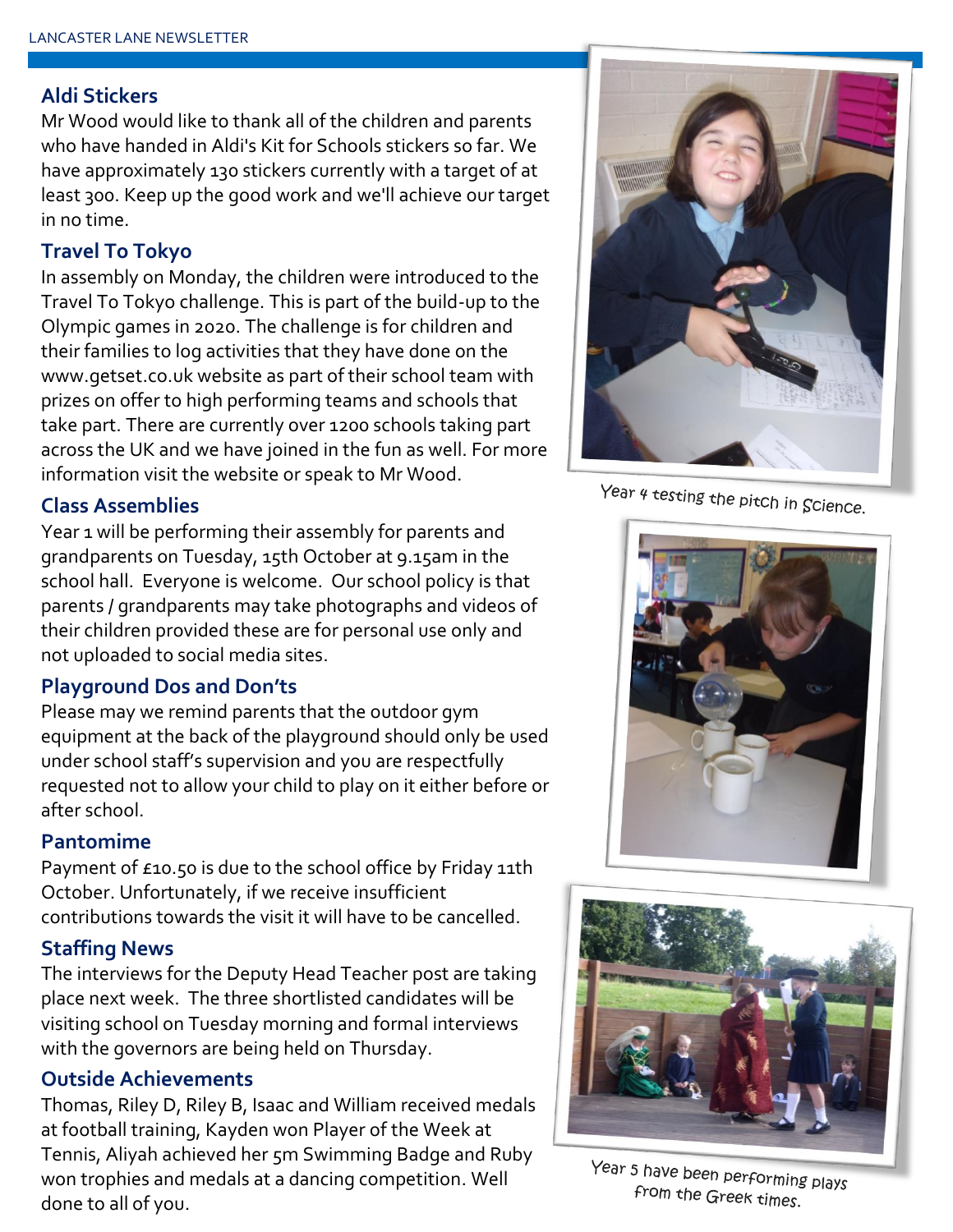## Aldi Stickers

Mr Wood would like to thank all of the children and parents who have handed in Aldi's Kit for Schools stickers so far. We have approximately 130 stickers currently with a target of at least 300. Keep up the good work and we'll achieve our target in no time.

## Travel To Tokyo

In assembly on Monday, the children were introduced to the Travel To Tokyo challenge. This is part of the build-up to the Olympic games in 2020. The challenge is for children and their families to log activities that they have done on the www.getset.co.uk website as part of their school team with prizes on offer to high performing teams and schools that take part. There are currently over 1200 schools taking part across the UK and we have joined in the fun as well. For more information visit the website or speak to Mr Wood.

## Class Assemblies

Year 1 will be performing their assembly for parents and grandparents on Tuesday, 15th October at 9.15am in the school hall. Everyone is welcome. Our school policy is that parents / grandparents may take photographs and videos of their children provided these are for personal use only and not uploaded to social media sites.

## Playground Dos and Don'ts

Please may we remind parents that the outdoor gym equipment at the back of the playground should only be used under school staff's supervision and you are respectfully requested not to allow your child to play on it either before or after school.

## Pantomime

Payment of £10.50 is due to the school office by Friday 11th October. Unfortunately, if we receive insufficient contributions towards the visit it will have to be cancelled.

## Staffing News

The interviews for the Deputy Head Teacher post are taking place next week. The three shortlisted candidates will be visiting school on Tuesday morning and formal interviews with the governors are being held on Thursday.

## Outside Achievements

Thomas, Riley D, Riley B, Isaac and William received medals at football training, Kayden won Player of the Week at Tennis, Aliyah achieved her 5m Swimming Badge and Ruby won trophies and medals at a dancing competition. Well done to all of you.

Year 4 testing the pitch in Science.

Year 5 have been performing plays from the Greek times.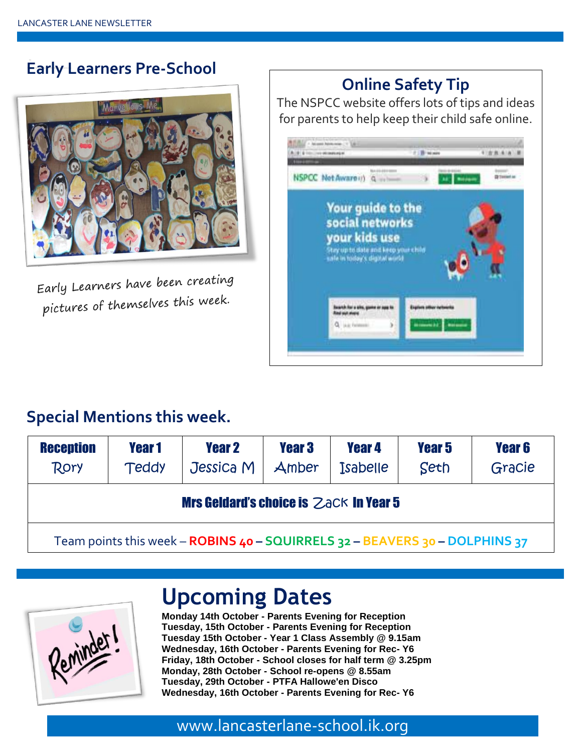## Early Learners Pre-School

Early Learners have been creating pictures of themselves this week.

## Online Safety Tip

The NSPCC website offers lots of tips and ideas for parents to help keep their child safe online.

## Special Mentions this week.

| Reception | Year 1 | Year 2 | Year 3 | Year 4 | Year 5 | Year 6 |
|---|---|---|---|---|---|---|
| Rory | Teddy | Jessica M | Amber | Isabelle | Seth | Gracie |

**Mrs Geldard's choice is Zack In Year 5**

Team points this week – **ROBINS 40** – **SQUIRRELS 32** – **BEAVERS 30** – **DOLPHINS 37**

# Upcoming Dates

**Monday 14th October - Parents Evening for Reception**
**Tuesday, 15th October - Parents Evening for Reception**
**Tuesday 15th October - Year 1 Class Assembly @ 9.15am**
**Wednesday, 16th October - Parents Evening for Rec- Y6**
**Friday, 18th October - School closes for half term @ 3.25pm**
**Monday, 28th October - School re-opens @ 8.55am**
**Tuesday, 29th October - PTFA Hallowe'en Disco**
**Wednesday, 16th October - Parents Evening for Rec- Y6**

www.lancasterlane-school.ik.org